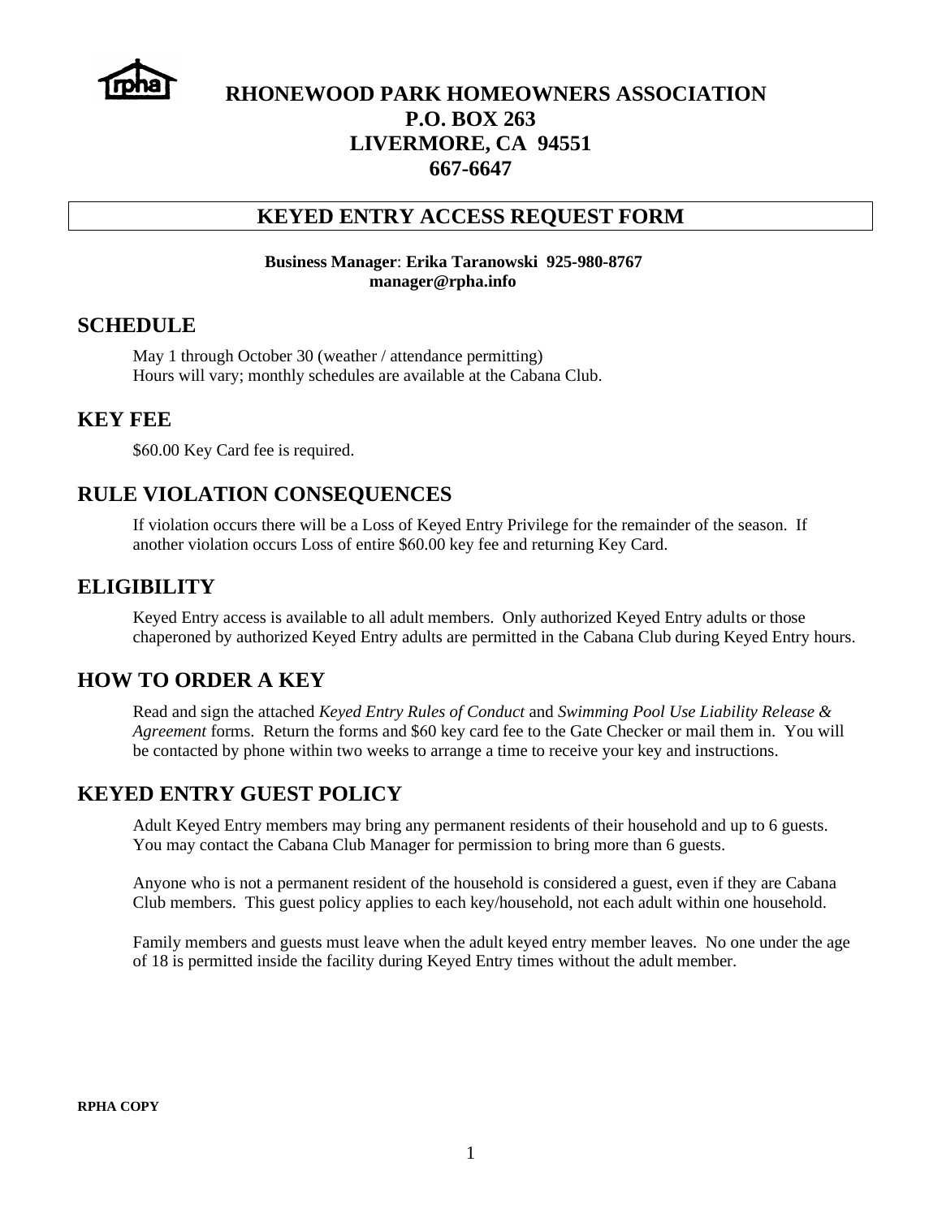# RHONEWOOD PARK HOMEOWNERS ASSOCIATION
**P.O. BOX 263**
**LIVERMORE, CA 94551**
**667-6647**

## KEYED ENTRY ACCESS REQUEST FORM

**Business Manager: Erika Taranowski 925-980-8767**
**manager@rpha.info**

## SCHEDULE

May 1 through October 30 (weather / attendance permitting)
Hours will vary; monthly schedules are available at the Cabana Club.

## KEY FEE

$60.00 Key Card fee is required.

## RULE VIOLATION CONSEQUENCES

If violation occurs there will be a Loss of Keyed Entry Privilege for the remainder of the season. If another violation occurs Loss of entire $60.00 key fee and returning Key Card.

## ELIGIBILITY

Keyed Entry access is available to all adult members. Only authorized Keyed Entry adults or those chaperoned by authorized Keyed Entry adults are permitted in the Cabana Club during Keyed Entry hours.

## HOW TO ORDER A KEY

Read and sign the attached *Keyed Entry Rules of Conduct* and *Swimming Pool Use Liability Release & Agreement* forms. Return the forms and $60 key card fee to the Gate Checker or mail them in. You will be contacted by phone within two weeks to arrange a time to receive your key and instructions.

## KEYED ENTRY GUEST POLICY

Adult Keyed Entry members may bring any permanent residents of their household and up to 6 guests. You may contact the Cabana Club Manager for permission to bring more than 6 guests.

Anyone who is not a permanent resident of the household is considered a guest, even if they are Cabana Club members. This guest policy applies to each key/household, not each adult within one household.

Family members and guests must leave when the adult keyed entry member leaves. No one under the age of 18 is permitted inside the facility during Keyed Entry times without the adult member.

**RPHA COPY**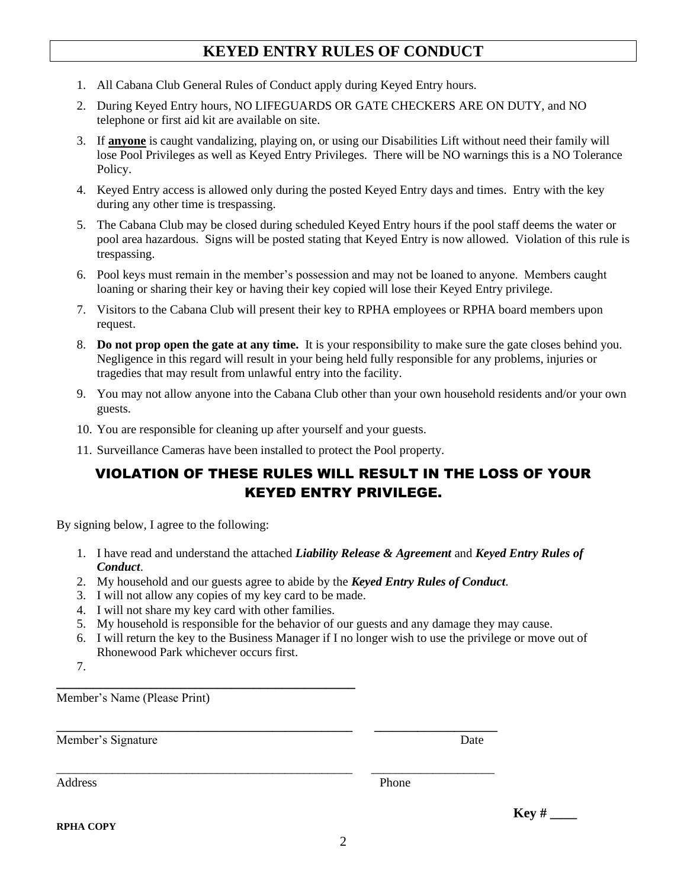# KEYED ENTRY RULES OF CONDUCT

1. All Cabana Club General Rules of Conduct apply during Keyed Entry hours.
2. During Keyed Entry hours, NO LIFEGUARDS OR GATE CHECKERS ARE ON DUTY, and NO telephone or first aid kit are available on site.
3. If **anyone** is caught vandalizing, playing on, or using our Disabilities Lift without need their family will lose Pool Privileges as well as Keyed Entry Privileges. There will be NO warnings this is a NO Tolerance Policy.
4. Keyed Entry access is allowed only during the posted Keyed Entry days and times. Entry with the key during any other time is trespassing.
5. The Cabana Club may be closed during scheduled Keyed Entry hours if the pool staff deems the water or pool area hazardous. Signs will be posted stating that Keyed Entry is now allowed. Violation of this rule is trespassing.
6. Pool keys must remain in the member's possession and may not be loaned to anyone. Members caught loaning or sharing their key or having their key copied will lose their Keyed Entry privilege.
7. Visitors to the Cabana Club will present their key to RPHA employees or RPHA board members upon request.
8. **Do not prop open the gate at any time.** It is your responsibility to make sure the gate closes behind you. Negligence in this regard will result in your being held fully responsible for any problems, injuries or tragedies that may result from unlawful entry into the facility.
9. You may not allow anyone into the Cabana Club other than your own household residents and/or your own guests.
10. You are responsible for cleaning up after yourself and your guests.
11. Surveillance Cameras have been installed to protect the Pool property.

## VIOLATION OF THESE RULES WILL RESULT IN THE LOSS OF YOUR KEYED ENTRY PRIVILEGE.

By signing below, I agree to the following:

1. I have read and understand the attached ***Liability Release & Agreement*** and ***Keyed Entry Rules of Conduct***.
2. My household and our guests agree to abide by the ***Keyed Entry Rules of Conduct***.
3. I will not allow any copies of my key card to be made.
4. I will not share my key card with other families.
5. My household is responsible for the behavior of our guests and any damage they may cause.
6. I will return the key to the Business Manager if I no longer wish to use the privilege or move out of Rhonewood Park whichever occurs first.
7.

\_\_\_\_\_\_\_\_\_\_\_\_\_\_\_\_\_\_\_\_\_\_\_\_\_\_\_\_\_\_\_\_\_\_\_\_\_\_\_\_\_\_\_\_\_\_

Member's Name (Please Print)

\_\_\_\_\_\_\_\_\_\_\_\_\_\_\_\_\_\_\_\_\_\_\_\_\_\_\_\_\_\_\_\_\_\_\_\_\_\_\_\_\_\_\_\_\_\_ \_\_\_\_\_\_\_\_\_\_\_\_\_\_\_\_\_\_\_\_

Member's Signature Date

\_\_\_\_\_\_\_\_\_\_\_\_\_\_\_\_\_\_\_\_\_\_\_\_\_\_\_\_\_\_\_\_\_\_\_\_\_\_\_\_\_\_\_\_\_\_ \_\_\_\_\_\_\_\_\_\_\_\_\_\_\_\_\_\_\_\_

Address Phone

**Key # \_\_\_\_**

**RPHA COPY**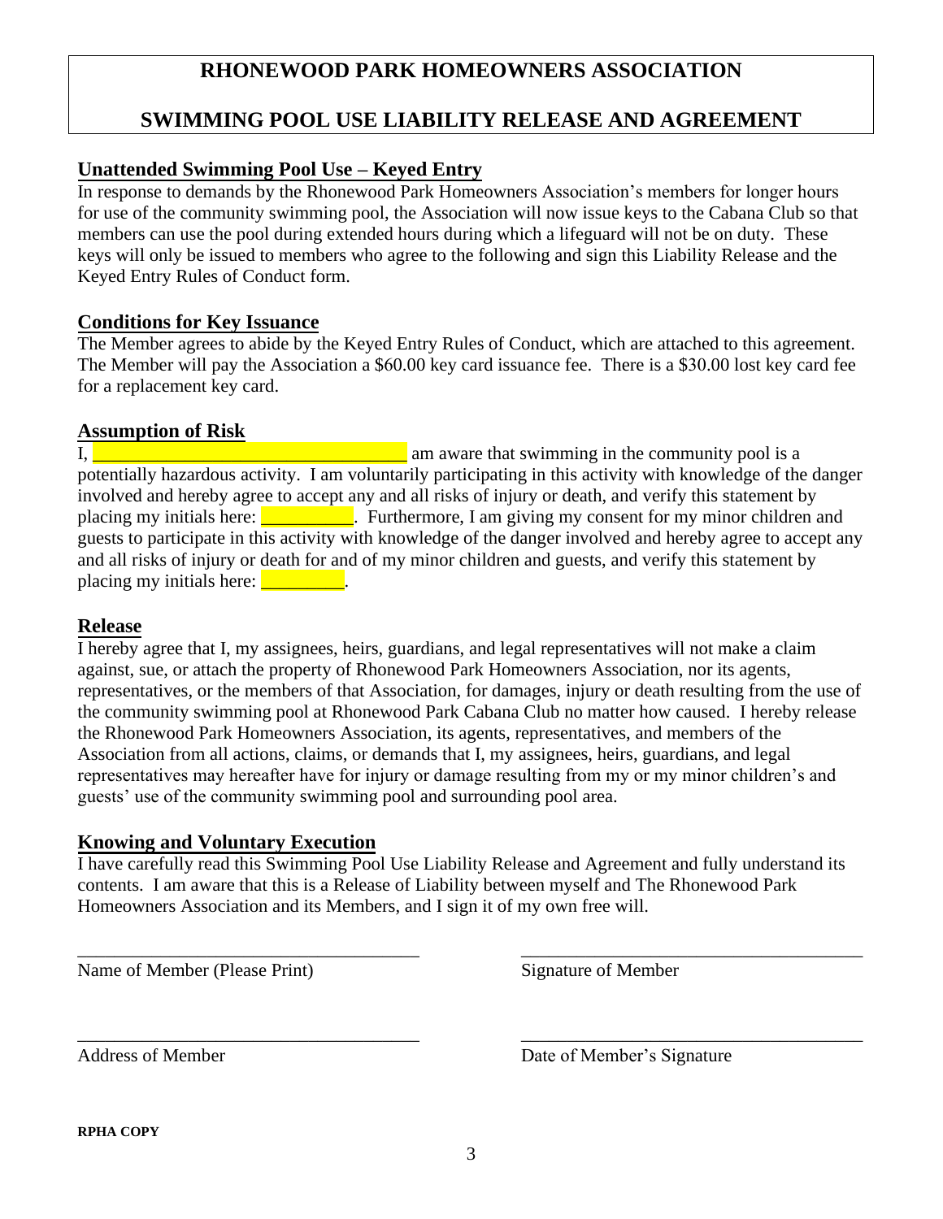# RHONEWOOD PARK HOMEOWNERS ASSOCIATION

# SWIMMING POOL USE LIABILITY RELEASE AND AGREEMENT

## Unattended Swimming Pool Use – Keyed Entry

In response to demands by the Rhonewood Park Homeowners Association's members for longer hours for use of the community swimming pool, the Association will now issue keys to the Cabana Club so that members can use the pool during extended hours during which a lifeguard will not be on duty. These keys will only be issued to members who agree to the following and sign this Liability Release and the Keyed Entry Rules of Conduct form.

## Conditions for Key Issuance

The Member agrees to abide by the Keyed Entry Rules of Conduct, which are attached to this agreement. The Member will pay the Association a $60.00 key card issuance fee. There is a $30.00 lost key card fee for a replacement key card.

## Assumption of Risk

I, ______________________________ am aware that swimming in the community pool is a potentially hazardous activity. I am voluntarily participating in this activity with knowledge of the danger involved and hereby agree to accept any and all risks of injury or death, and verify this statement by placing my initials here: _________. Furthermore, I am giving my consent for my minor children and guests to participate in this activity with knowledge of the danger involved and hereby agree to accept any and all risks of injury or death for and of my minor children and guests, and verify this statement by placing my initials here: _________.

## Release

I hereby agree that I, my assignees, heirs, guardians, and legal representatives will not make a claim against, sue, or attach the property of Rhonewood Park Homeowners Association, nor its agents, representatives, or the members of that Association, for damages, injury or death resulting from the use of the community swimming pool at Rhonewood Park Cabana Club no matter how caused. I hereby release the Rhonewood Park Homeowners Association, its agents, representatives, and members of the Association from all actions, claims, or demands that I, my assignees, heirs, guardians, and legal representatives may hereafter have for injury or damage resulting from my or my minor children's and guests' use of the community swimming pool and surrounding pool area.

## Knowing and Voluntary Execution

I have carefully read this Swimming Pool Use Liability Release and Agreement and fully understand its contents. I am aware that this is a Release of Liability between myself and The Rhonewood Park Homeowners Association and its Members, and I sign it of my own free will.

| | |
|---|---|
| ______________________________ | ______________________________ |
| Name of Member (Please Print) | Signature of Member |
| ______________________________ | ______________________________ |
| Address of Member | Date of Member's Signature |

**RPHA COPY**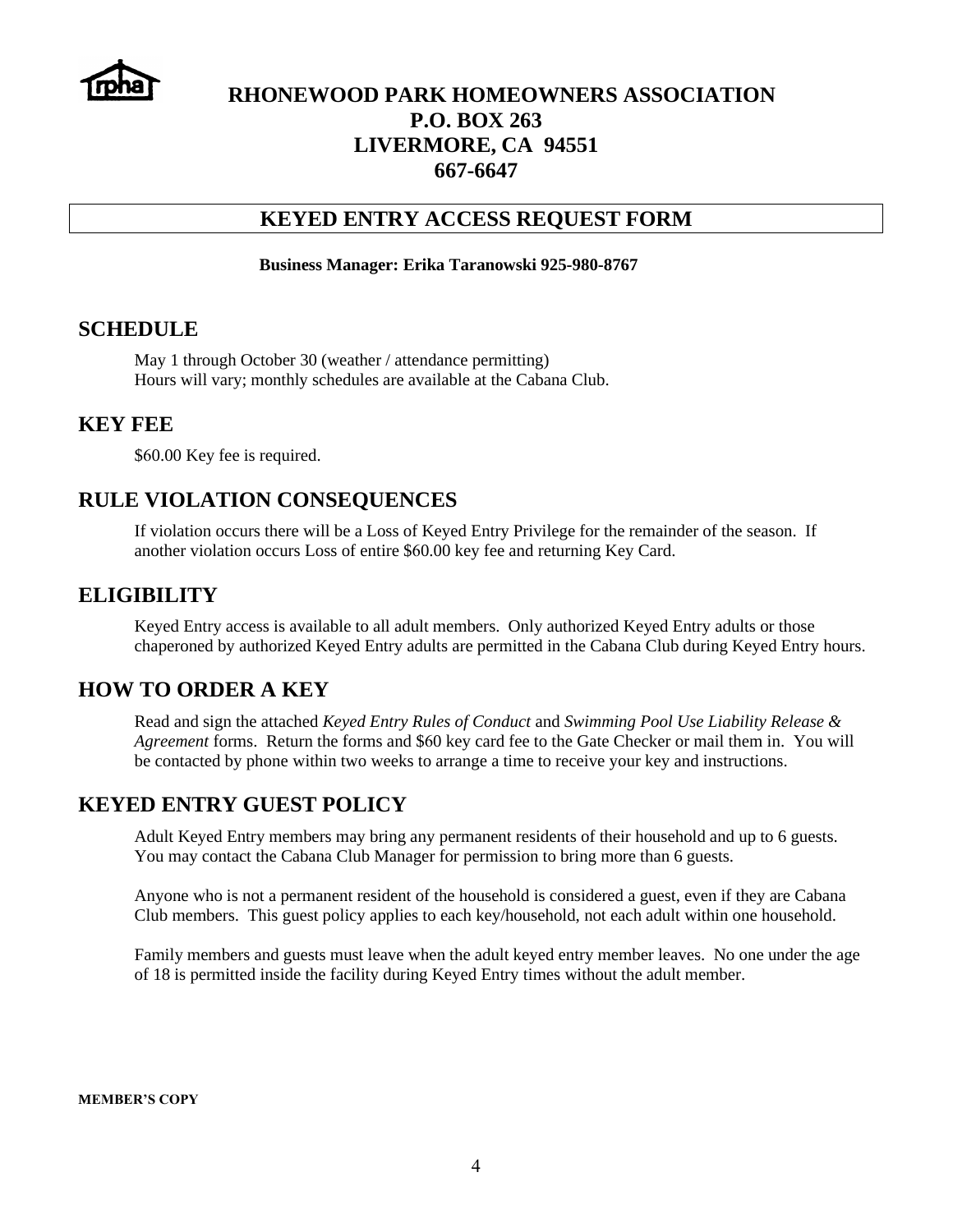# RHONEWOOD PARK HOMEOWNERS ASSOCIATION
**P.O. BOX 263**
**LIVERMORE, CA 94551**
**667-6647**

## KEYED ENTRY ACCESS REQUEST FORM

**Business Manager: Erika Taranowski 925-980-8767**

## SCHEDULE

May 1 through October 30 (weather / attendance permitting)
Hours will vary; monthly schedules are available at the Cabana Club.

## KEY FEE

$60.00 Key fee is required.

## RULE VIOLATION CONSEQUENCES

If violation occurs there will be a Loss of Keyed Entry Privilege for the remainder of the season. If another violation occurs Loss of entire $60.00 key fee and returning Key Card.

## ELIGIBILITY

Keyed Entry access is available to all adult members. Only authorized Keyed Entry adults or those chaperoned by authorized Keyed Entry adults are permitted in the Cabana Club during Keyed Entry hours.

## HOW TO ORDER A KEY

Read and sign the attached *Keyed Entry Rules of Conduct* and *Swimming Pool Use Liability Release & Agreement* forms. Return the forms and $60 key card fee to the Gate Checker or mail them in. You will be contacted by phone within two weeks to arrange a time to receive your key and instructions.

## KEYED ENTRY GUEST POLICY

Adult Keyed Entry members may bring any permanent residents of their household and up to 6 guests. You may contact the Cabana Club Manager for permission to bring more than 6 guests.

Anyone who is not a permanent resident of the household is considered a guest, even if they are Cabana Club members. This guest policy applies to each key/household, not each adult within one household.

Family members and guests must leave when the adult keyed entry member leaves. No one under the age of 18 is permitted inside the facility during Keyed Entry times without the adult member.

**MEMBER'S COPY**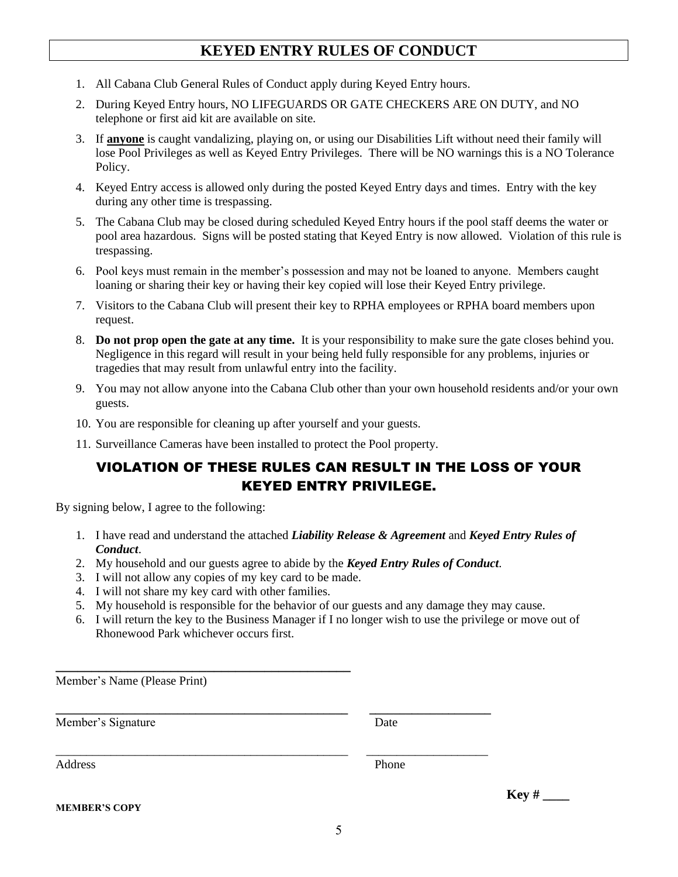# KEYED ENTRY RULES OF CONDUCT

1. All Cabana Club General Rules of Conduct apply during Keyed Entry hours.
2. During Keyed Entry hours, NO LIFEGUARDS OR GATE CHECKERS ARE ON DUTY, and NO telephone or first aid kit are available on site.
3. If **anyone** is caught vandalizing, playing on, or using our Disabilities Lift without need their family will lose Pool Privileges as well as Keyed Entry Privileges. There will be NO warnings this is a NO Tolerance Policy.
4. Keyed Entry access is allowed only during the posted Keyed Entry days and times. Entry with the key during any other time is trespassing.
5. The Cabana Club may be closed during scheduled Keyed Entry hours if the pool staff deems the water or pool area hazardous. Signs will be posted stating that Keyed Entry is now allowed. Violation of this rule is trespassing.
6. Pool keys must remain in the member's possession and may not be loaned to anyone. Members caught loaning or sharing their key or having their key copied will lose their Keyed Entry privilege.
7. Visitors to the Cabana Club will present their key to RPHA employees or RPHA board members upon request.
8. **Do not prop open the gate at any time.** It is your responsibility to make sure the gate closes behind you. Negligence in this regard will result in your being held fully responsible for any problems, injuries or tragedies that may result from unlawful entry into the facility.
9. You may not allow anyone into the Cabana Club other than your own household residents and/or your own guests.
10. You are responsible for cleaning up after yourself and your guests.
11. Surveillance Cameras have been installed to protect the Pool property.

## VIOLATION OF THESE RULES CAN RESULT IN THE LOSS OF YOUR KEYED ENTRY PRIVILEGE.

By signing below, I agree to the following:

1. I have read and understand the attached ***Liability Release & Agreement*** and ***Keyed Entry Rules of Conduct***.
2. My household and our guests agree to abide by the ***Keyed Entry Rules of Conduct***.
3. I will not allow any copies of my key card to be made.
4. I will not share my key card with other families.
5. My household is responsible for the behavior of our guests and any damage they may cause.
6. I will return the key to the Business Manager if I no longer wish to use the privilege or move out of Rhonewood Park whichever occurs first.

\_\_\_\_\_\_\_\_\_\_\_\_\_\_\_\_\_\_\_\_\_\_\_\_\_\_\_\_\_\_\_\_\_\_\_\_\_\_\_\_
Member's Name (Please Print)

\_\_\_\_\_\_\_\_\_\_\_\_\_\_\_\_\_\_\_\_\_\_\_\_\_\_\_\_\_\_\_\_\_\_\_\_\_\_\_\_ \_\_\_\_\_\_\_\_\_\_\_\_\_\_\_\_\_\_\_\_
Member's Signature Date

\_\_\_\_\_\_\_\_\_\_\_\_\_\_\_\_\_\_\_\_\_\_\_\_\_\_\_\_\_\_\_\_\_\_\_\_\_\_\_\_ \_\_\_\_\_\_\_\_\_\_\_\_\_\_\_\_\_\_\_\_
Address Phone

**Key # \_\_\_\_**

**MEMBER'S COPY**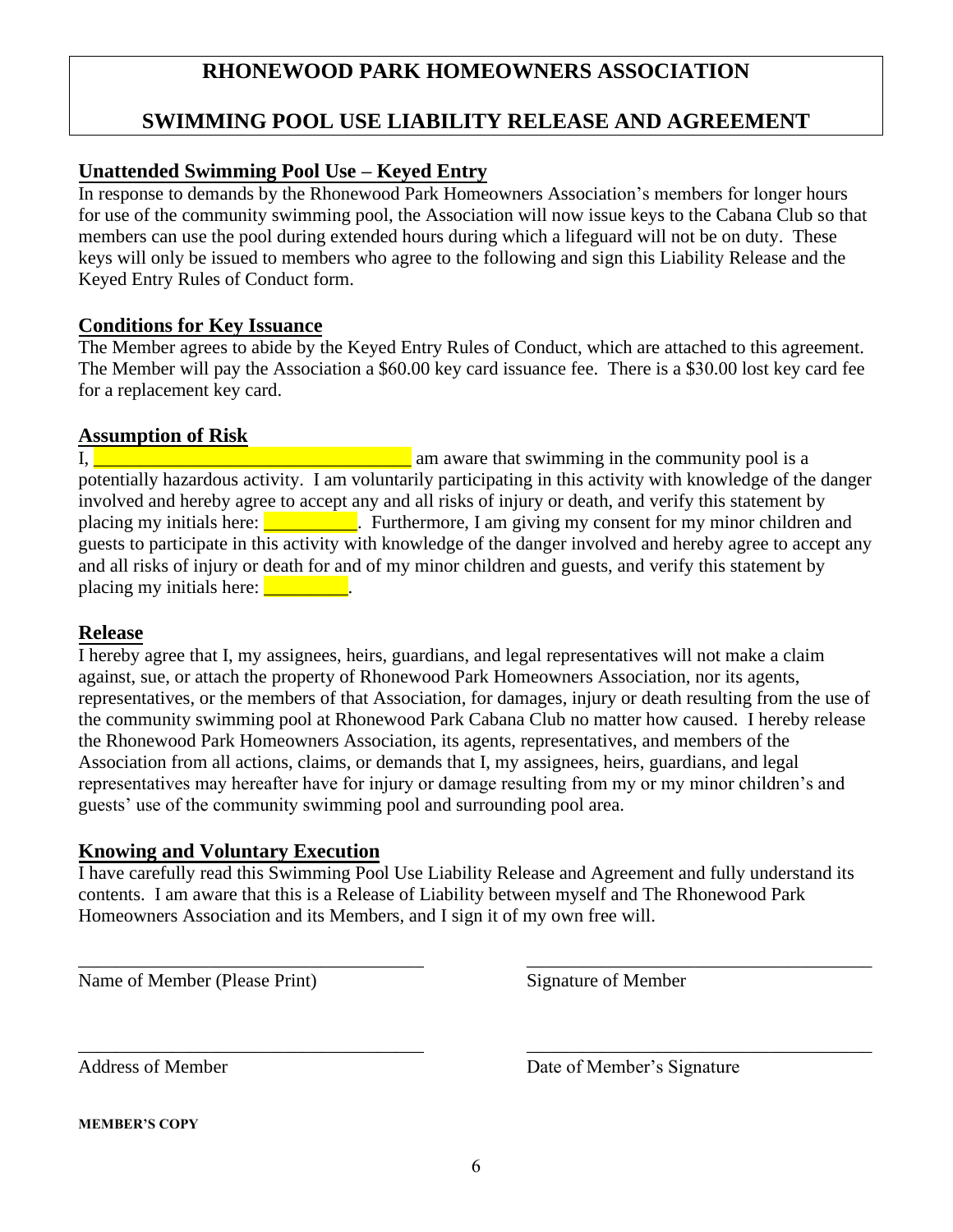# RHONEWOOD PARK HOMEOWNERS ASSOCIATION

# SWIMMING POOL USE LIABILITY RELEASE AND AGREEMENT

## Unattended Swimming Pool Use – Keyed Entry

In response to demands by the Rhonewood Park Homeowners Association's members for longer hours for use of the community swimming pool, the Association will now issue keys to the Cabana Club so that members can use the pool during extended hours during which a lifeguard will not be on duty. These keys will only be issued to members who agree to the following and sign this Liability Release and the Keyed Entry Rules of Conduct form.

## Conditions for Key Issuance

The Member agrees to abide by the Keyed Entry Rules of Conduct, which are attached to this agreement. The Member will pay the Association a $60.00 key card issuance fee. There is a $30.00 lost key card fee for a replacement key card.

## Assumption of Risk

I, ________________________________ am aware that swimming in the community pool is a potentially hazardous activity. I am voluntarily participating in this activity with knowledge of the danger involved and hereby agree to accept any and all risks of injury or death, and verify this statement by placing my initials here: _________. Furthermore, I am giving my consent for my minor children and guests to participate in this activity with knowledge of the danger involved and hereby agree to accept any and all risks of injury or death for and of my minor children and guests, and verify this statement by placing my initials here: _________.

## Release

I hereby agree that I, my assignees, heirs, guardians, and legal representatives will not make a claim against, sue, or attach the property of Rhonewood Park Homeowners Association, nor its agents, representatives, or the members of that Association, for damages, injury or death resulting from the use of the community swimming pool at Rhonewood Park Cabana Club no matter how caused. I hereby release the Rhonewood Park Homeowners Association, its agents, representatives, and members of the Association from all actions, claims, or demands that I, my assignees, heirs, guardians, and legal representatives may hereafter have for injury or damage resulting from my or my minor children's and guests' use of the community swimming pool and surrounding pool area.

## Knowing and Voluntary Execution

I have carefully read this Swimming Pool Use Liability Release and Agreement and fully understand its contents. I am aware that this is a Release of Liability between myself and The Rhonewood Park Homeowners Association and its Members, and I sign it of my own free will.

____________________________________  ____________________________________

Name of Member (Please Print)  Signature of Member

____________________________________  ____________________________________

Address of Member  Date of Member's Signature

**MEMBER'S COPY**